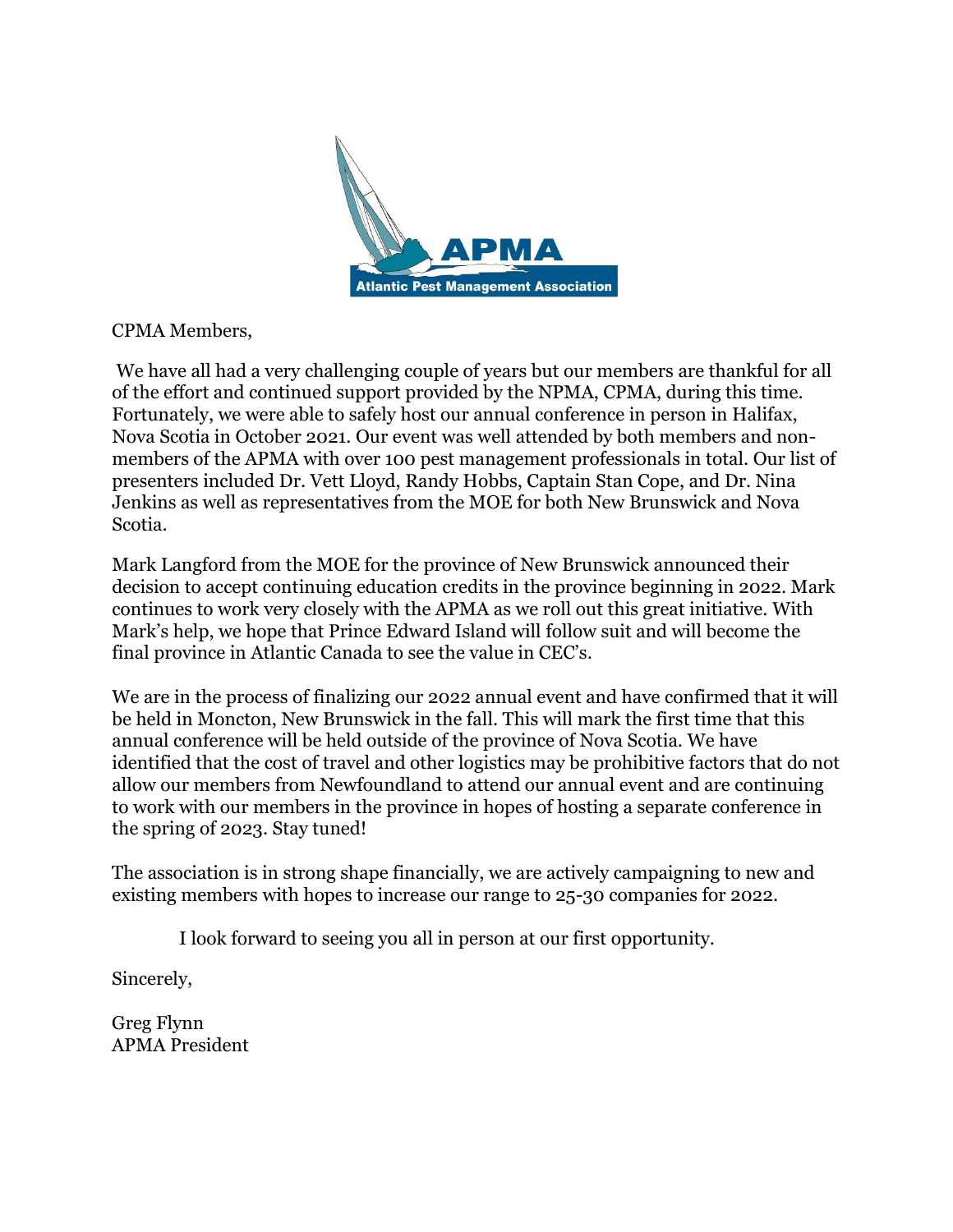APMA

Atlantic Pest Management Association

CPMA Members,

We have all had a very challenging couple of years but our members are thankful for all of the effort and continued support provided by the NPMA, CPMA, during this time. Fortunately, we were able to safely host our annual conference in person in Halifax, Nova Scotia in October 2021. Our event was well attended by both members and non-members of the APMA with over 100 pest management professionals in total. Our list of presenters included Dr. Vett Lloyd, Randy Hobbs, Captain Stan Cope, and Dr. Nina Jenkins as well as representatives from the MOE for both New Brunswick and Nova Scotia.

Mark Langford from the MOE for the province of New Brunswick announced their decision to accept continuing education credits in the province beginning in 2022. Mark continues to work very closely with the APMA as we roll out this great initiative. With Mark's help, we hope that Prince Edward Island will follow suit and will become the final province in Atlantic Canada to see the value in CEC's.

We are in the process of finalizing our 2022 annual event and have confirmed that it will be held in Moncton, New Brunswick in the fall. This will mark the first time that this annual conference will be held outside of the province of Nova Scotia. We have identified that the cost of travel and other logistics may be prohibitive factors that do not allow our members from Newfoundland to attend our annual event and are continuing to work with our members in the province in hopes of hosting a separate conference in the spring of 2023. Stay tuned!

The association is in strong shape financially, we are actively campaigning to new and existing members with hopes to increase our range to 25-30 companies for 2022.

I look forward to seeing you all in person at our first opportunity.

Sincerely,

Greg Flynn
APMA President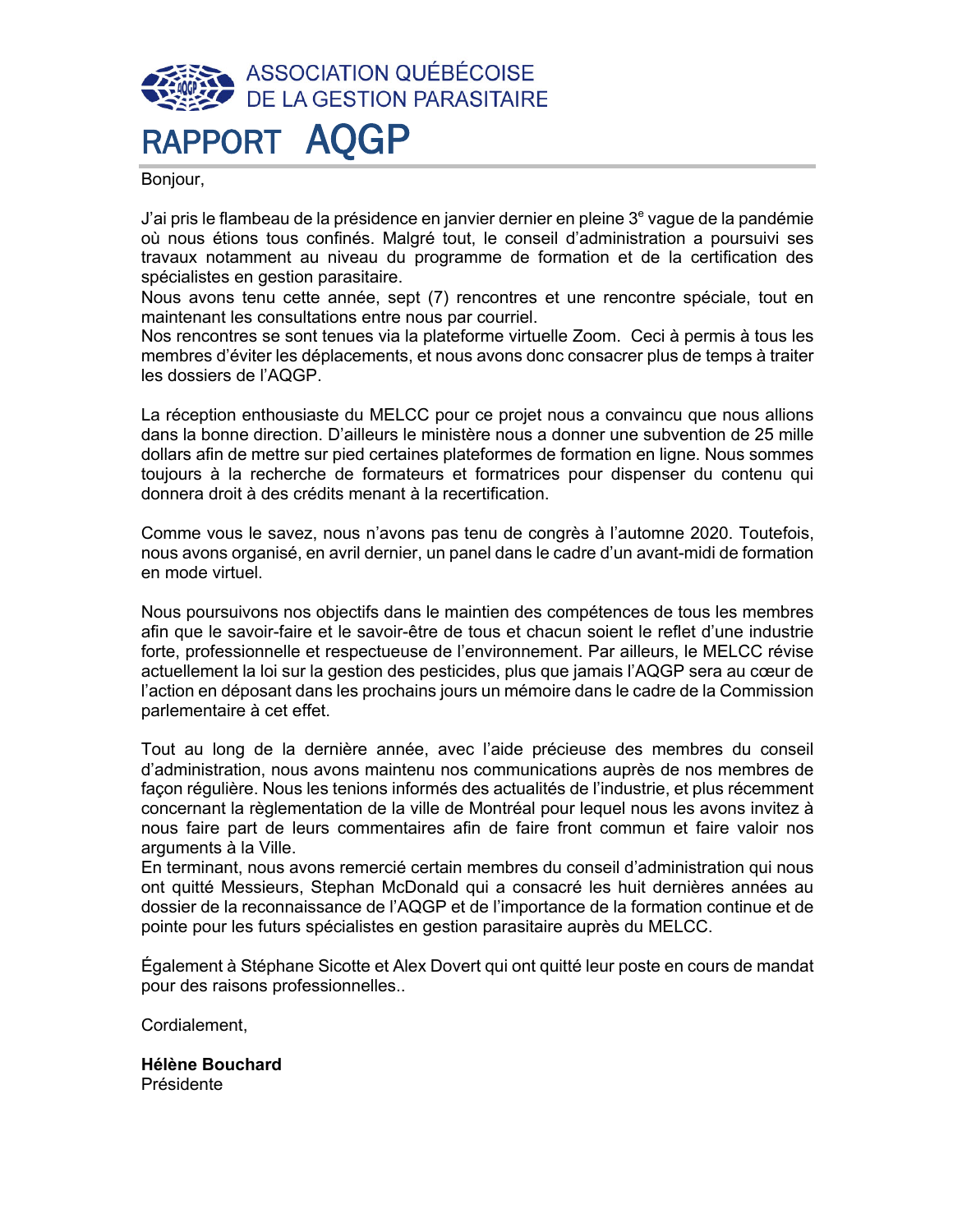ASSOCIATION QUÉBÉCOISE DE LA GESTION PARASITAIRE

# RAPPORT AQGP

Bonjour,

J'ai pris le flambeau de la présidence en janvier dernier en pleine 3e vague de la pandémie où nous étions tous confinés. Malgré tout, le conseil d'administration a poursuivi ses travaux notamment au niveau du programme de formation et de la certification des spécialistes en gestion parasitaire.
Nous avons tenu cette année, sept (7) rencontres et une rencontre spéciale, tout en maintenant les consultations entre nous par courriel.
Nos rencontres se sont tenues via la plateforme virtuelle Zoom. Ceci à permis à tous les membres d'éviter les déplacements, et nous avons donc consacrer plus de temps à traiter les dossiers de l'AQGP.

La réception enthousiaste du MELCC pour ce projet nous a convaincu que nous allions dans la bonne direction. D'ailleurs le ministère nous a donner une subvention de 25 mille dollars afin de mettre sur pied certaines plateformes de formation en ligne. Nous sommes toujours à la recherche de formateurs et formatrices pour dispenser du contenu qui donnera droit à des crédits menant à la recertification.

Comme vous le savez, nous n'avons pas tenu de congrès à l'automne 2020. Toutefois, nous avons organisé, en avril dernier, un panel dans le cadre d'un avant-midi de formation en mode virtuel.

Nous poursuivons nos objectifs dans le maintien des compétences de tous les membres afin que le savoir-faire et le savoir-être de tous et chacun soient le reflet d'une industrie forte, professionnelle et respectueuse de l'environnement. Par ailleurs, le MELCC révise actuellement la loi sur la gestion des pesticides, plus que jamais l'AQGP sera au cœur de l'action en déposant dans les prochains jours un mémoire dans le cadre de la Commission parlementaire à cet effet.

Tout au long de la dernière année, avec l'aide précieuse des membres du conseil d'administration, nous avons maintenu nos communications auprès de nos membres de façon régulière. Nous les tenions informés des actualités de l'industrie, et plus récemment concernant la règlementation de la ville de Montréal pour lequel nous les avons invitez à nous faire part de leurs commentaires afin de faire front commun et faire valoir nos arguments à la Ville.
En terminant, nous avons remercié certain membres du conseil d'administration qui nous ont quitté Messieurs, Stephan McDonald qui a consacré les huit dernières années au dossier de la reconnaissance de l'AQGP et de l'importance de la formation continue et de pointe pour les futurs spécialistes en gestion parasitaire auprès du MELCC.

Également à Stéphane Sicotte et Alex Dovert qui ont quitté leur poste en cours de mandat pour des raisons professionnelles..

Cordialement,

**Hélène Bouchard**
Présidente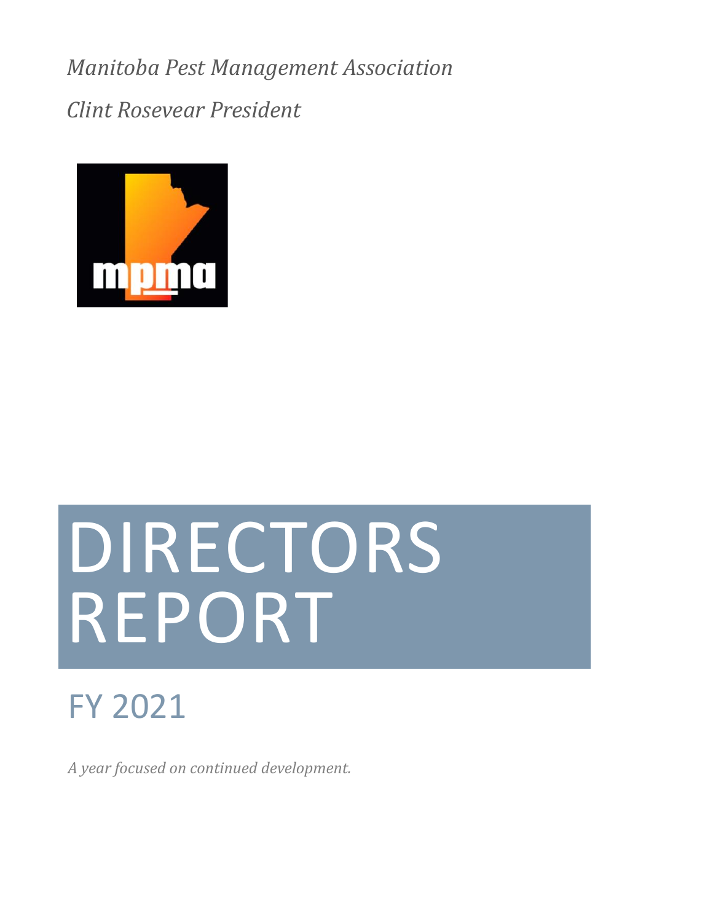*Manitoba Pest Management Association*

*Clint Rosevear President*

# DIRECTORS REPORT

## FY 2021

*A year focused on continued development.*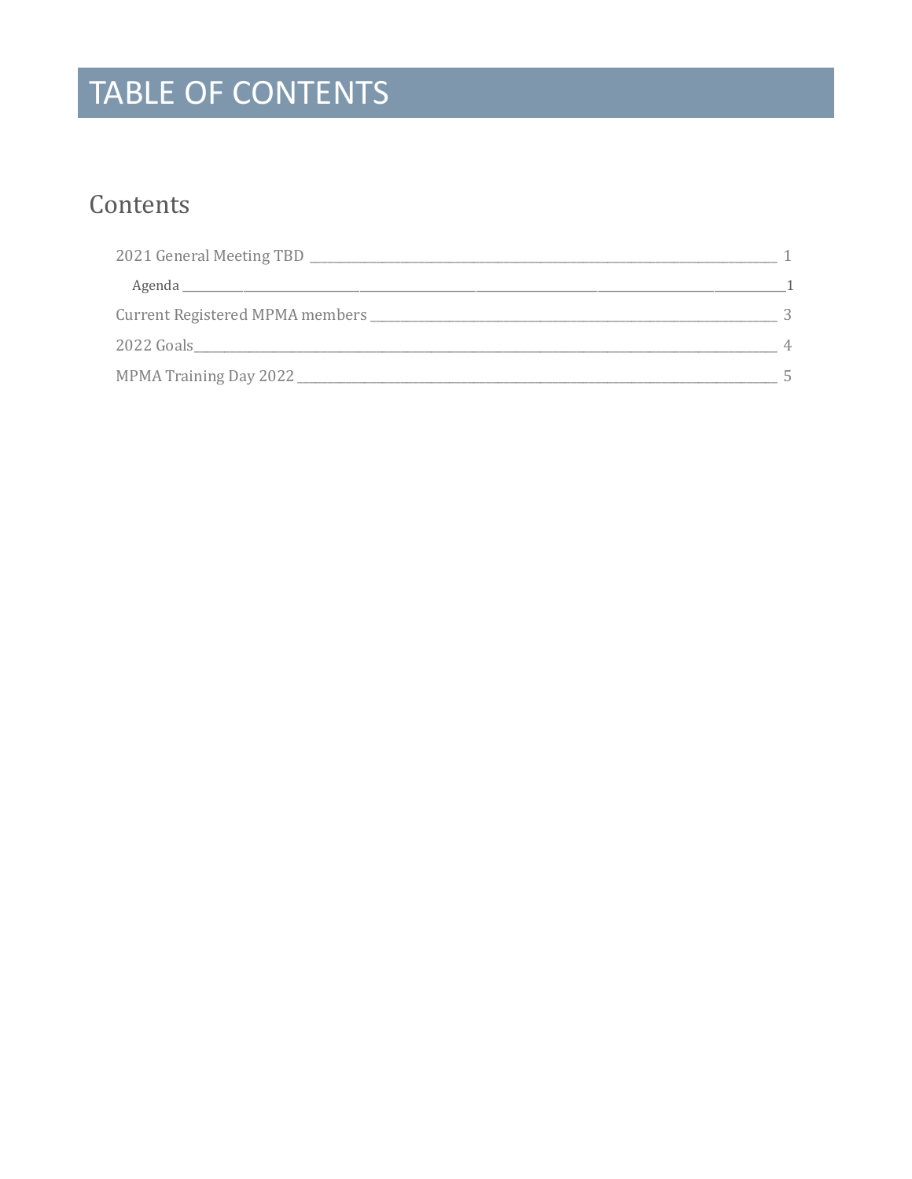# TABLE OF CONTENTS

## Contents

- 2021 General Meeting TBD ____ 1
  - Agenda ____ 1
- Current Registered MPMA members ____ 3
- 2022 Goals ____ 4
- MPMA Training Day 2022 ____ 5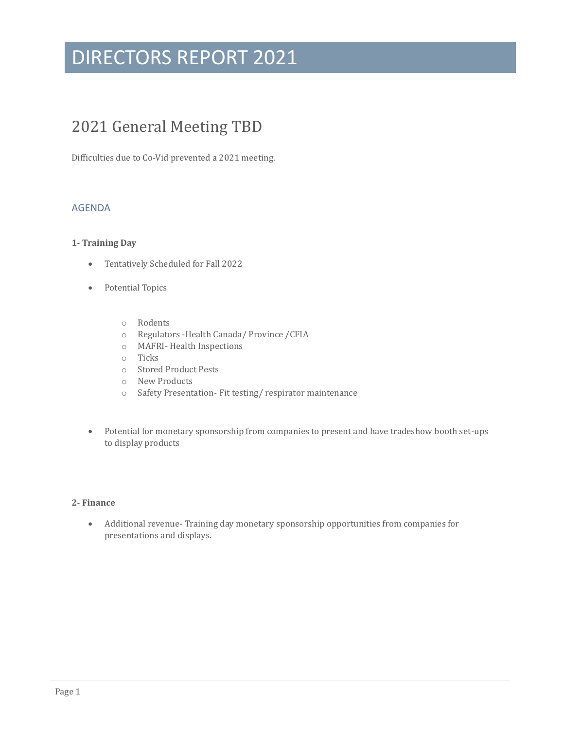# DIRECTORS REPORT 2021

## 2021 General Meeting TBD

Difficulties due to Co-Vid prevented a 2021 meeting.

### AGENDA

**1- Training Day**

- Tentatively Scheduled for Fall 2022
- Potential Topics
  - Rodents
  - Regulators -Health Canada/ Province /CFIA
  - MAFRI- Health Inspections
  - Ticks
  - Stored Product Pests
  - New Products
  - Safety Presentation- Fit testing/ respirator maintenance
- Potential for monetary sponsorship from companies to present and have tradeshow booth set-ups to display products

**2- Finance**

- Additional revenue- Training day monetary sponsorship opportunities from companies for presentations and displays.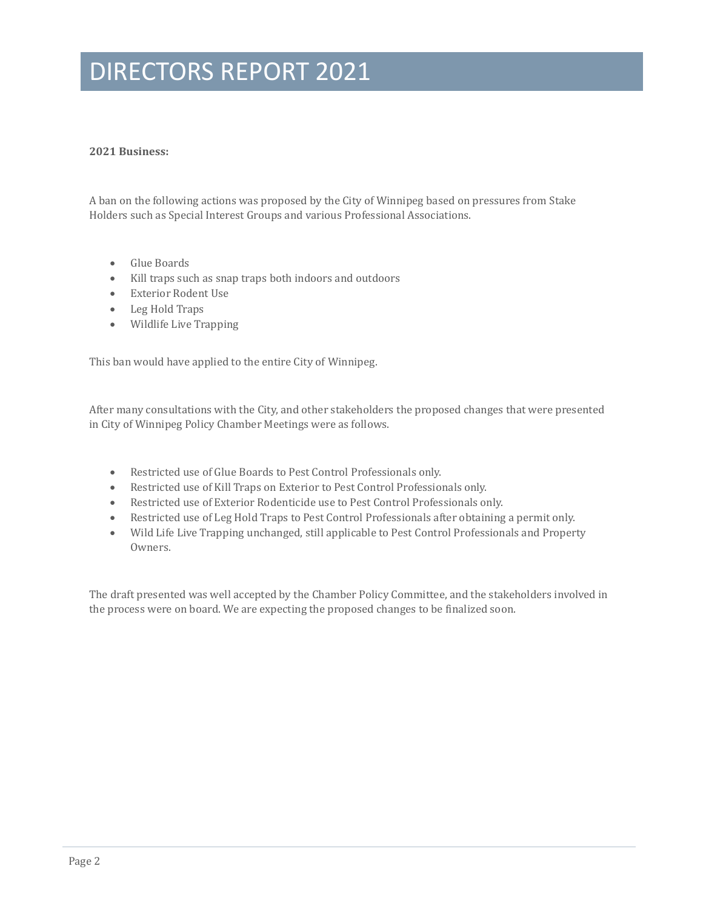# DIRECTORS REPORT 2021

**2021 Business:**

A ban on the following actions was proposed by the City of Winnipeg based on pressures from Stake Holders such as Special Interest Groups and various Professional Associations.

- Glue Boards
- Kill traps such as snap traps both indoors and outdoors
- Exterior Rodent Use
- Leg Hold Traps
- Wildlife Live Trapping

This ban would have applied to the entire City of Winnipeg.

After many consultations with the City, and other stakeholders the proposed changes that were presented in City of Winnipeg Policy Chamber Meetings were as follows.

- Restricted use of Glue Boards to Pest Control Professionals only.
- Restricted use of Kill Traps on Exterior to Pest Control Professionals only.
- Restricted use of Exterior Rodenticide use to Pest Control Professionals only.
- Restricted use of Leg Hold Traps to Pest Control Professionals after obtaining a permit only.
- Wild Life Live Trapping unchanged, still applicable to Pest Control Professionals and Property Owners.

The draft presented was well accepted by the Chamber Policy Committee, and the stakeholders involved in the process were on board. We are expecting the proposed changes to be finalized soon.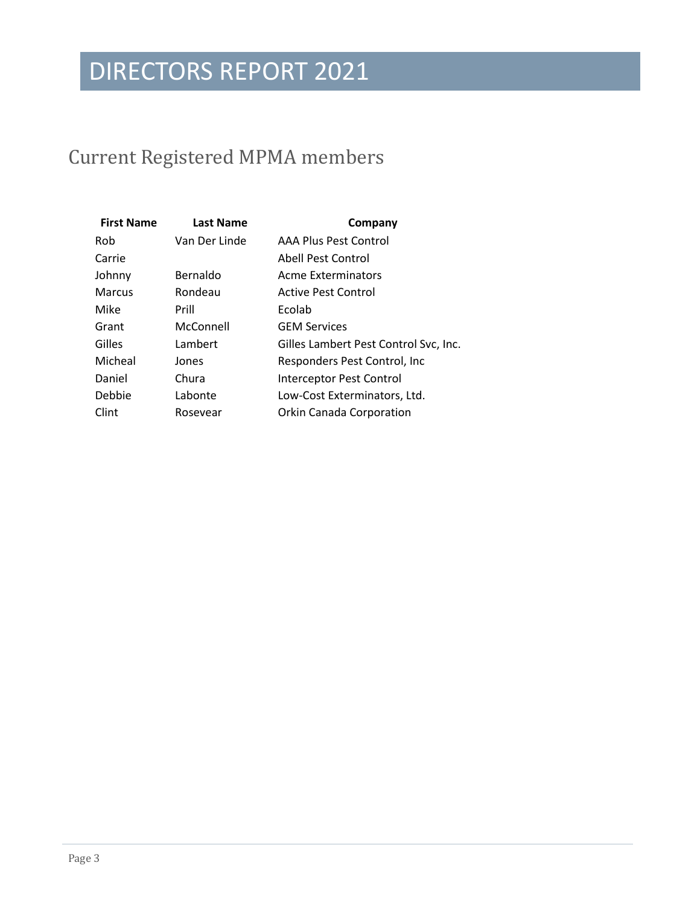# DIRECTORS REPORT 2021

## Current Registered MPMA members

| First Name | Last Name | Company |
|---|---|---|
| Rob | Van Der Linde | AAA Plus Pest Control |
| Carrie | | Abell Pest Control |
| Johnny | Bernaldo | Acme Exterminators |
| Marcus | Rondeau | Active Pest Control |
| Mike | Prill | Ecolab |
| Grant | McConnell | GEM Services |
| Gilles | Lambert | Gilles Lambert Pest Control Svc, Inc. |
| Micheal | Jones | Responders Pest Control, Inc |
| Daniel | Chura | Interceptor Pest Control |
| Debbie | Labonte | Low-Cost Exterminators, Ltd. |
| Clint | Rosevear | Orkin Canada Corporation |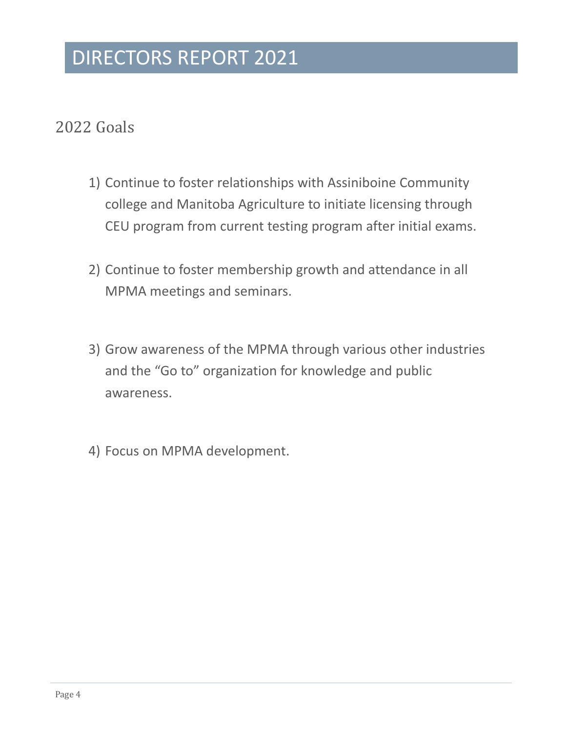# DIRECTORS REPORT 2021

## 2022 Goals

1) Continue to foster relationships with Assiniboine Community college and Manitoba Agriculture to initiate licensing through CEU program from current testing program after initial exams.

2) Continue to foster membership growth and attendance in all MPMA meetings and seminars.

3) Grow awareness of the MPMA through various other industries and the "Go to" organization for knowledge and public awareness.

4) Focus on MPMA development.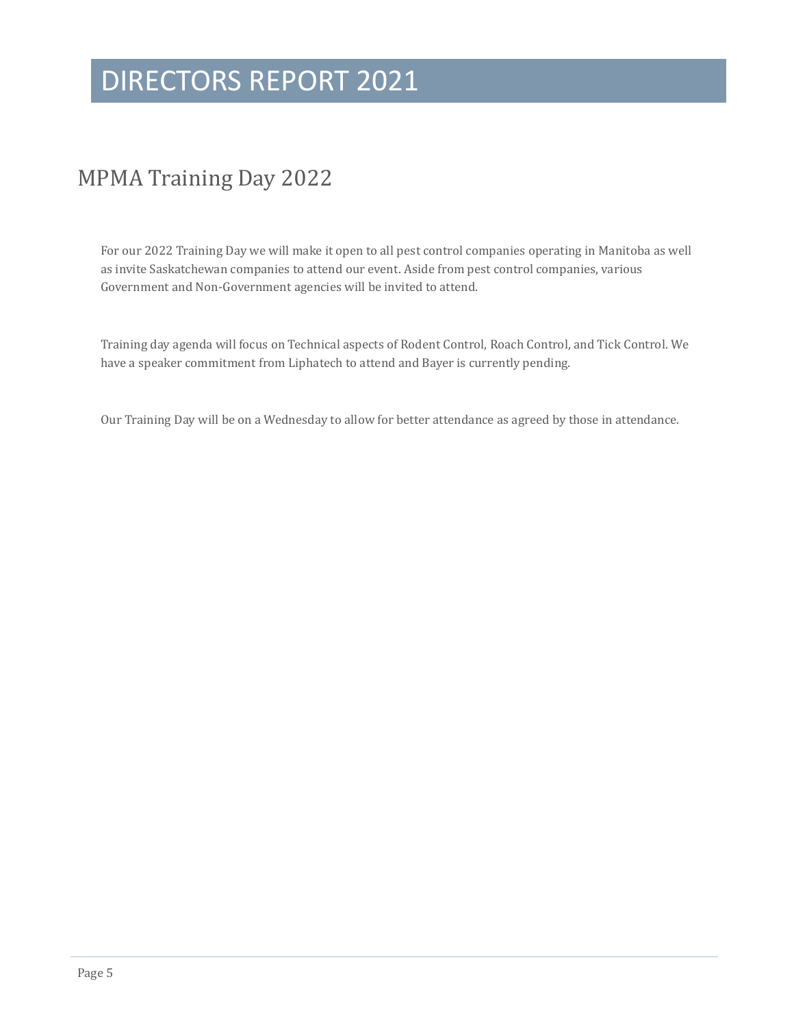# DIRECTORS REPORT 2021

## MPMA Training Day 2022

For our 2022 Training Day we will make it open to all pest control companies operating in Manitoba as well as invite Saskatchewan companies to attend our event. Aside from pest control companies, various Government and Non-Government agencies will be invited to attend.

Training day agenda will focus on Technical aspects of Rodent Control, Roach Control, and Tick Control. We have a speaker commitment from Liphatech to attend and Bayer is currently pending.

Our Training Day will be on a Wednesday to allow for better attendance as agreed by those in attendance.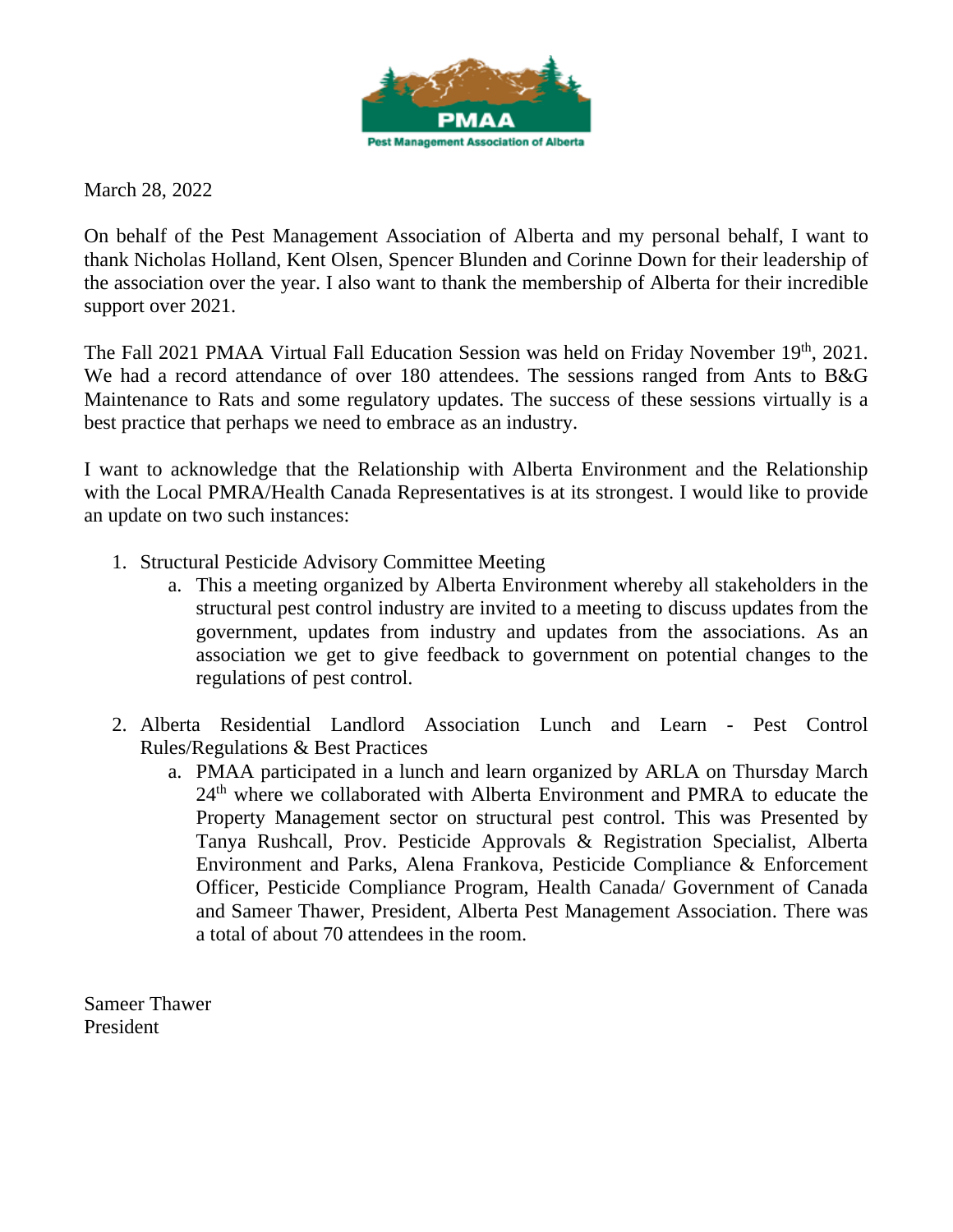PMAA

Pest Management Association of Alberta

March 28, 2022

On behalf of the Pest Management Association of Alberta and my personal behalf, I want to thank Nicholas Holland, Kent Olsen, Spencer Blunden and Corinne Down for their leadership of the association over the year. I also want to thank the membership of Alberta for their incredible support over 2021.

The Fall 2021 PMAA Virtual Fall Education Session was held on Friday November 19th, 2021. We had a record attendance of over 180 attendees. The sessions ranged from Ants to B&G Maintenance to Rats and some regulatory updates. The success of these sessions virtually is a best practice that perhaps we need to embrace as an industry.

I want to acknowledge that the Relationship with Alberta Environment and the Relationship with the Local PMRA/Health Canada Representatives is at its strongest. I would like to provide an update on two such instances:

1. Structural Pesticide Advisory Committee Meeting
   a. This a meeting organized by Alberta Environment whereby all stakeholders in the structural pest control industry are invited to a meeting to discuss updates from the government, updates from industry and updates from the associations. As an association we get to give feedback to government on potential changes to the regulations of pest control.

2. Alberta Residential Landlord Association Lunch and Learn - Pest Control Rules/Regulations & Best Practices
   a. PMAA participated in a lunch and learn organized by ARLA on Thursday March 24th where we collaborated with Alberta Environment and PMRA to educate the Property Management sector on structural pest control. This was Presented by Tanya Rushcall, Prov. Pesticide Approvals & Registration Specialist, Alberta Environment and Parks, Alena Frankova, Pesticide Compliance & Enforcement Officer, Pesticide Compliance Program, Health Canada/ Government of Canada and Sameer Thawer, President, Alberta Pest Management Association. There was a total of about 70 attendees in the room.

Sameer Thawer
President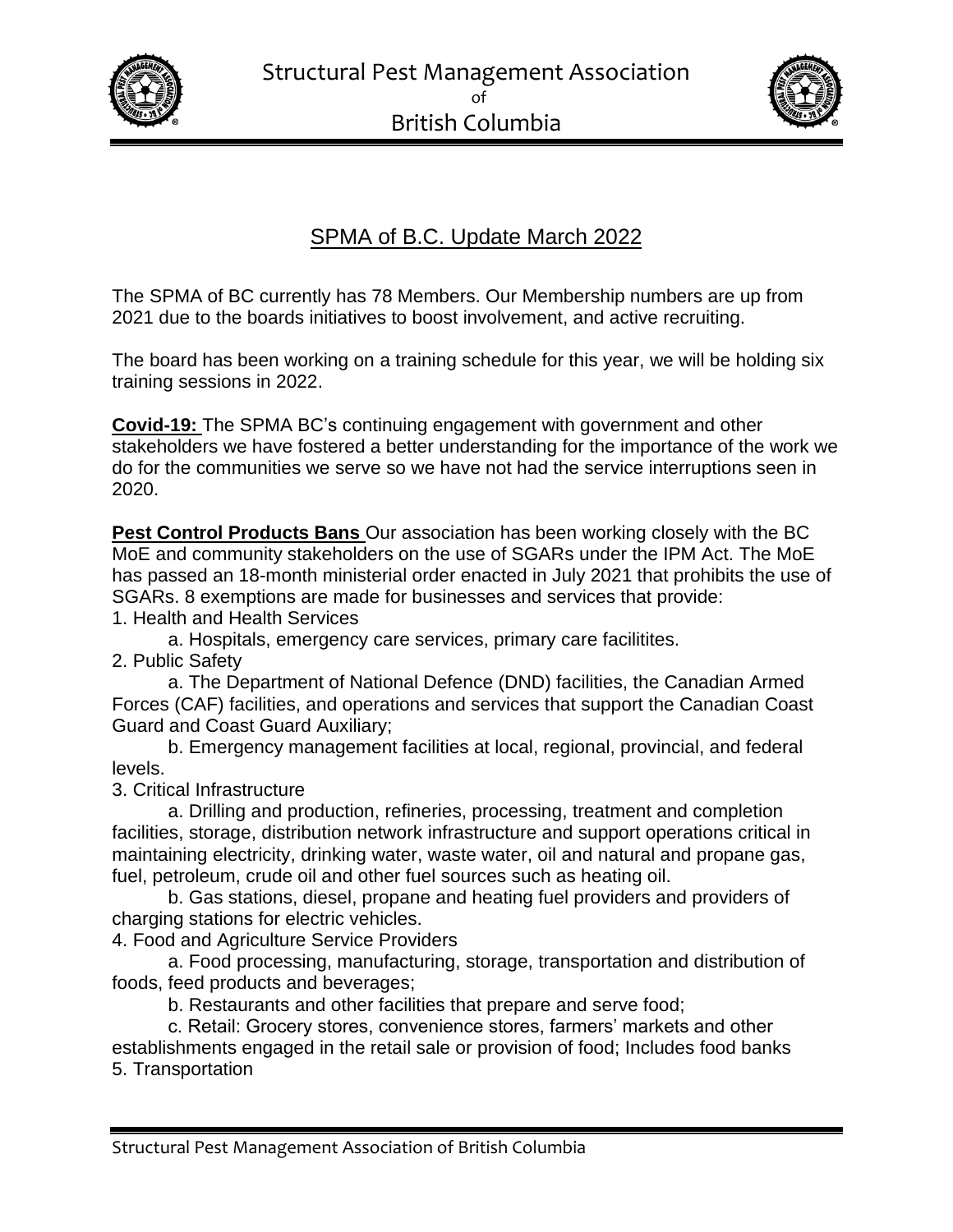# Structural Pest Management Association of British Columbia

## SPMA of B.C. Update March 2022

The SPMA of BC currently has 78 Members. Our Membership numbers are up from 2021 due to the boards initiatives to boost involvement, and active recruiting.

The board has been working on a training schedule for this year, we will be holding six training sessions in 2022.

**Covid-19:** The SPMA BC's continuing engagement with government and other stakeholders we have fostered a better understanding for the importance of the work we do for the communities we serve so we have not had the service interruptions seen in 2020.

**Pest Control Products Bans** Our association has been working closely with the BC MoE and community stakeholders on the use of SGARs under the IPM Act. The MoE has passed an 18-month ministerial order enacted in July 2021 that prohibits the use of SGARs. 8 exemptions are made for businesses and services that provide:

1. Health and Health Services
   a. Hospitals, emergency care services, primary care facilitites.
2. Public Safety
   a. The Department of National Defence (DND) facilities, the Canadian Armed Forces (CAF) facilities, and operations and services that support the Canadian Coast Guard and Coast Guard Auxiliary;
   b. Emergency management facilities at local, regional, provincial, and federal levels.
3. Critical Infrastructure
   a. Drilling and production, refineries, processing, treatment and completion facilities, storage, distribution network infrastructure and support operations critical in maintaining electricity, drinking water, waste water, oil and natural and propane gas, fuel, petroleum, crude oil and other fuel sources such as heating oil.
   b. Gas stations, diesel, propane and heating fuel providers and providers of charging stations for electric vehicles.
4. Food and Agriculture Service Providers
   a. Food processing, manufacturing, storage, transportation and distribution of foods, feed products and beverages;
   b. Restaurants and other facilities that prepare and serve food;
   c. Retail: Grocery stores, convenience stores, farmers' markets and other establishments engaged in the retail sale or provision of food; Includes food banks
5. Transportation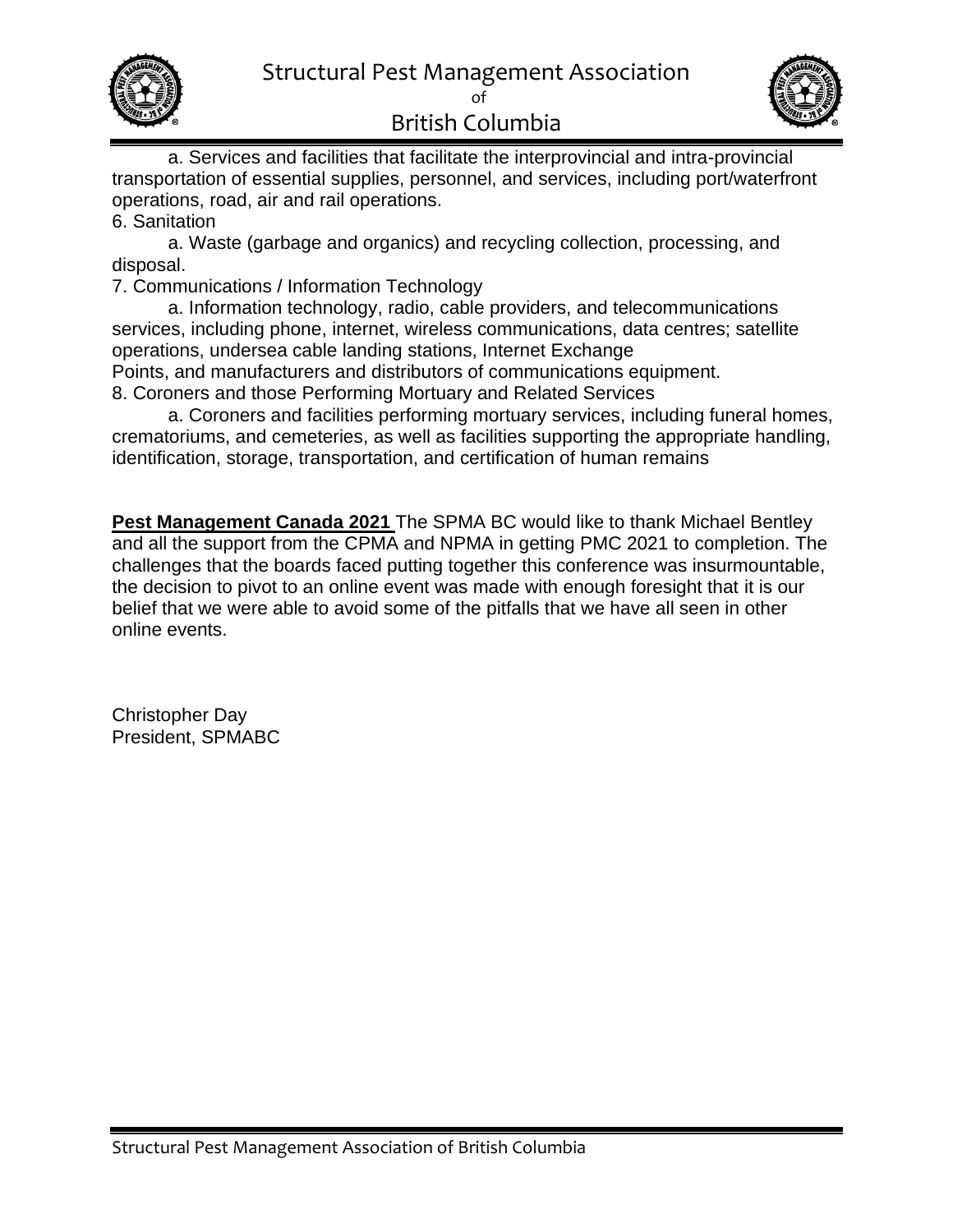a. Services and facilities that facilitate the interprovincial and intra-provincial transportation of essential supplies, personnel, and services, including port/waterfront operations, road, air and rail operations.

6. Sanitation

a. Waste (garbage and organics) and recycling collection, processing, and disposal.

7. Communications / Information Technology

a. Information technology, radio, cable providers, and telecommunications services, including phone, internet, wireless communications, data centres; satellite operations, undersea cable landing stations, Internet Exchange Points, and manufacturers and distributors of communications equipment.

8. Coroners and those Performing Mortuary and Related Services

a. Coroners and facilities performing mortuary services, including funeral homes, crematoriums, and cemeteries, as well as facilities supporting the appropriate handling, identification, storage, transportation, and certification of human remains

**Pest Management Canada 2021** The SPMA BC would like to thank Michael Bentley and all the support from the CPMA and NPMA in getting PMC 2021 to completion. The challenges that the boards faced putting together this conference was insurmountable, the decision to pivot to an online event was made with enough foresight that it is our belief that we were able to avoid some of the pitfalls that we have all seen in other online events.

Christopher Day
President, SPMABC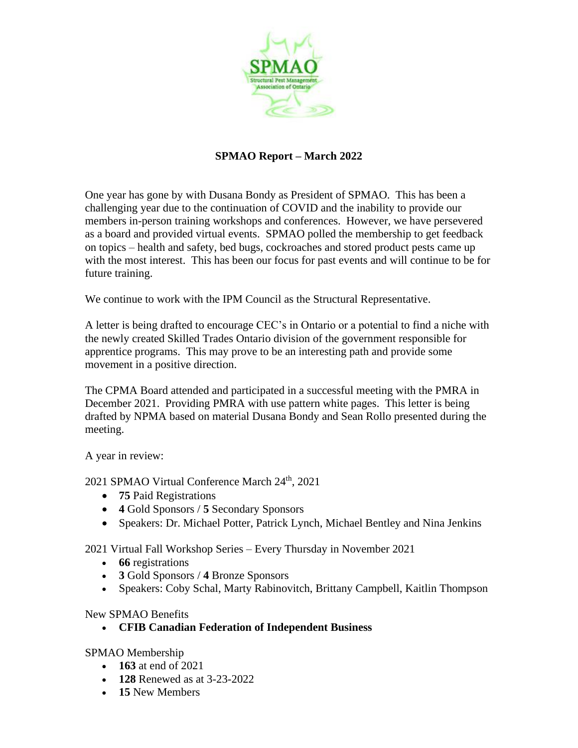# SPMAO Report – March 2022

One year has gone by with Dusana Bondy as President of SPMAO. This has been a challenging year due to the continuation of COVID and the inability to provide our members in-person training workshops and conferences. However, we have persevered as a board and provided virtual events. SPMAO polled the membership to get feedback on topics – health and safety, bed bugs, cockroaches and stored product pests came up with the most interest. This has been our focus for past events and will continue to be for future training.

We continue to work with the IPM Council as the Structural Representative.

A letter is being drafted to encourage CEC's in Ontario or a potential to find a niche with the newly created Skilled Trades Ontario division of the government responsible for apprentice programs. This may prove to be an interesting path and provide some movement in a positive direction.

The CPMA Board attended and participated in a successful meeting with the PMRA in December 2021. Providing PMRA with use pattern white pages. This letter is being drafted by NPMA based on material Dusana Bondy and Sean Rollo presented during the meeting.

A year in review:

2021 SPMAO Virtual Conference March 24th, 2021

- **75** Paid Registrations
- **4** Gold Sponsors / **5** Secondary Sponsors
- Speakers: Dr. Michael Potter, Patrick Lynch, Michael Bentley and Nina Jenkins

2021 Virtual Fall Workshop Series – Every Thursday in November 2021

- **66** registrations
- **3** Gold Sponsors / **4** Bronze Sponsors
- Speakers: Coby Schal, Marty Rabinovitch, Brittany Campbell, Kaitlin Thompson

New SPMAO Benefits

- **CFIB Canadian Federation of Independent Business**

SPMAO Membership

- **163** at end of 2021
- **128** Renewed as at 3-23-2022
- **15** New Members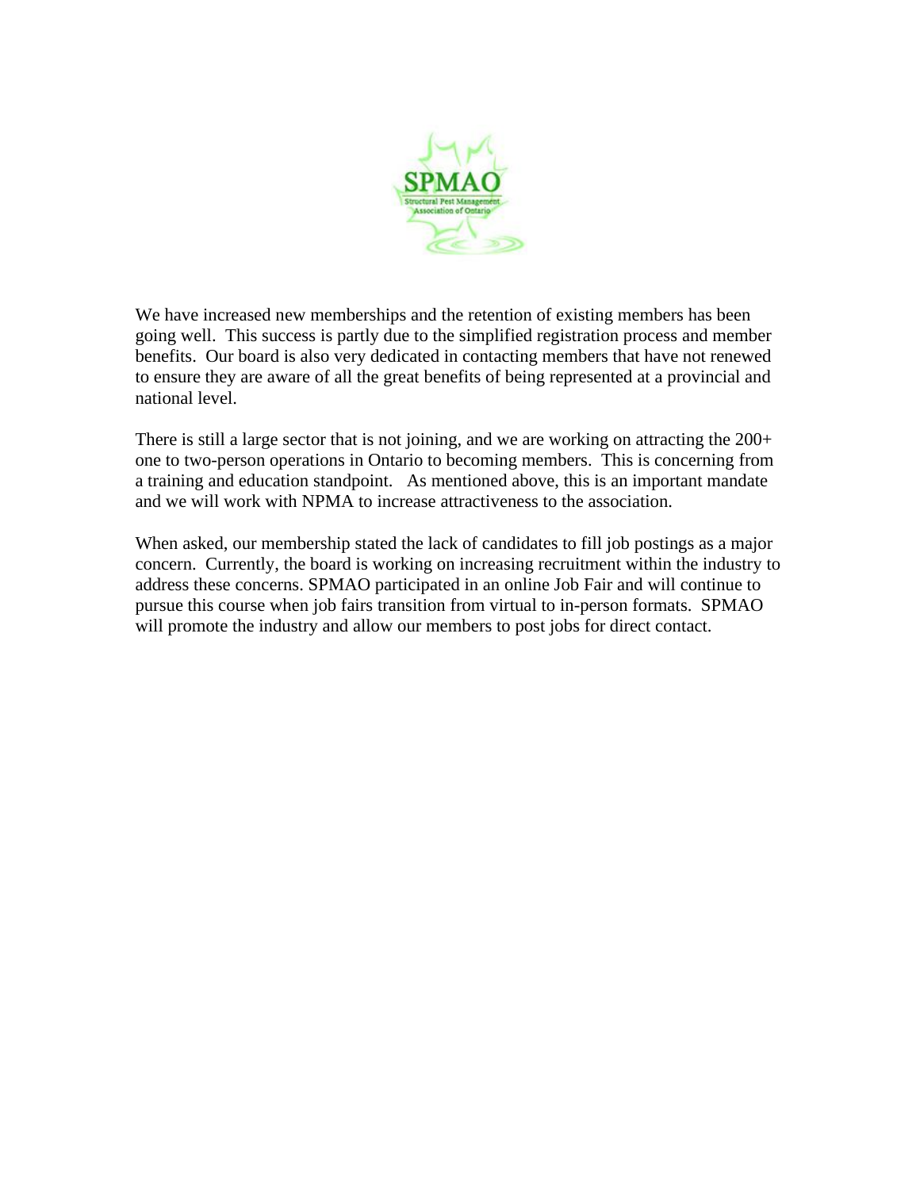We have increased new memberships and the retention of existing members has been going well. This success is partly due to the simplified registration process and member benefits. Our board is also very dedicated in contacting members that have not renewed to ensure they are aware of all the great benefits of being represented at a provincial and national level.

There is still a large sector that is not joining, and we are working on attracting the 200+ one to two-person operations in Ontario to becoming members. This is concerning from a training and education standpoint. As mentioned above, this is an important mandate and we will work with NPMA to increase attractiveness to the association.

When asked, our membership stated the lack of candidates to fill job postings as a major concern. Currently, the board is working on increasing recruitment within the industry to address these concerns. SPMAO participated in an online Job Fair and will continue to pursue this course when job fairs transition from virtual to in-person formats. SPMAO will promote the industry and allow our members to post jobs for direct contact.